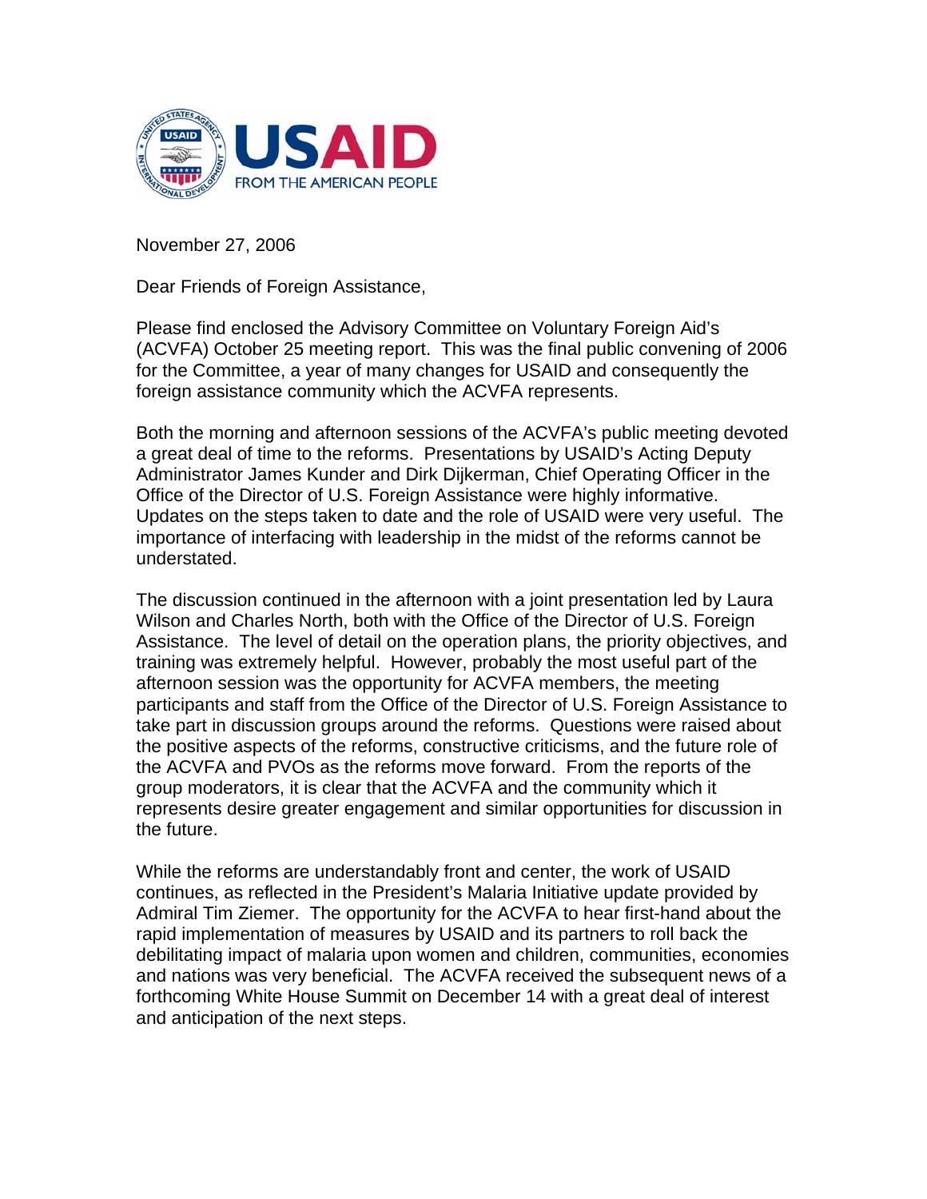USAID FROM THE AMERICAN PEOPLE

November 27, 2006

Dear Friends of Foreign Assistance,

Please find enclosed the Advisory Committee on Voluntary Foreign Aid's (ACVFA) October 25 meeting report. This was the final public convening of 2006 for the Committee, a year of many changes for USAID and consequently the foreign assistance community which the ACVFA represents.

Both the morning and afternoon sessions of the ACVFA's public meeting devoted a great deal of time to the reforms. Presentations by USAID's Acting Deputy Administrator James Kunder and Dirk Dijkerman, Chief Operating Officer in the Office of the Director of U.S. Foreign Assistance were highly informative. Updates on the steps taken to date and the role of USAID were very useful. The importance of interfacing with leadership in the midst of the reforms cannot be understated.

The discussion continued in the afternoon with a joint presentation led by Laura Wilson and Charles North, both with the Office of the Director of U.S. Foreign Assistance. The level of detail on the operation plans, the priority objectives, and training was extremely helpful. However, probably the most useful part of the afternoon session was the opportunity for ACVFA members, the meeting participants and staff from the Office of the Director of U.S. Foreign Assistance to take part in discussion groups around the reforms. Questions were raised about the positive aspects of the reforms, constructive criticisms, and the future role of the ACVFA and PVOs as the reforms move forward. From the reports of the group moderators, it is clear that the ACVFA and the community which it represents desire greater engagement and similar opportunities for discussion in the future.

While the reforms are understandably front and center, the work of USAID continues, as reflected in the President's Malaria Initiative update provided by Admiral Tim Ziemer. The opportunity for the ACVFA to hear first-hand about the rapid implementation of measures by USAID and its partners to roll back the debilitating impact of malaria upon women and children, communities, economies and nations was very beneficial. The ACVFA received the subsequent news of a forthcoming White House Summit on December 14 with a great deal of interest and anticipation of the next steps.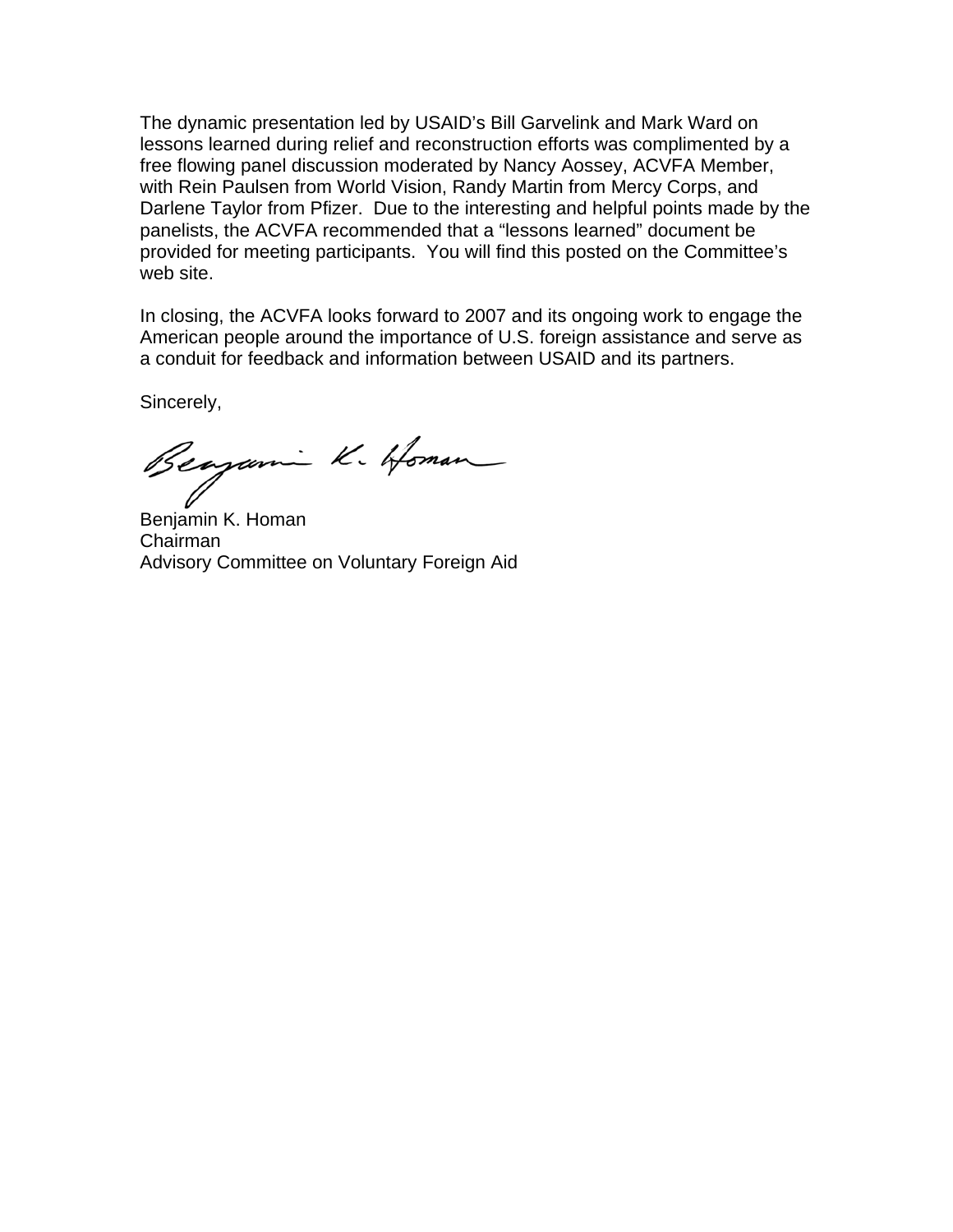The dynamic presentation led by USAID's Bill Garvelink and Mark Ward on lessons learned during relief and reconstruction efforts was complimented by a free flowing panel discussion moderated by Nancy Aossey, ACVFA Member, with Rein Paulsen from World Vision, Randy Martin from Mercy Corps, and Darlene Taylor from Pfizer. Due to the interesting and helpful points made by the panelists, the ACVFA recommended that a "lessons learned" document be provided for meeting participants. You will find this posted on the Committee's web site.

In closing, the ACVFA looks forward to 2007 and its ongoing work to engage the American people around the importance of U.S. foreign assistance and serve as a conduit for feedback and information between USAID and its partners.

Sincerely,

Benjamin K. Homan
Chairman
Advisory Committee on Voluntary Foreign Aid